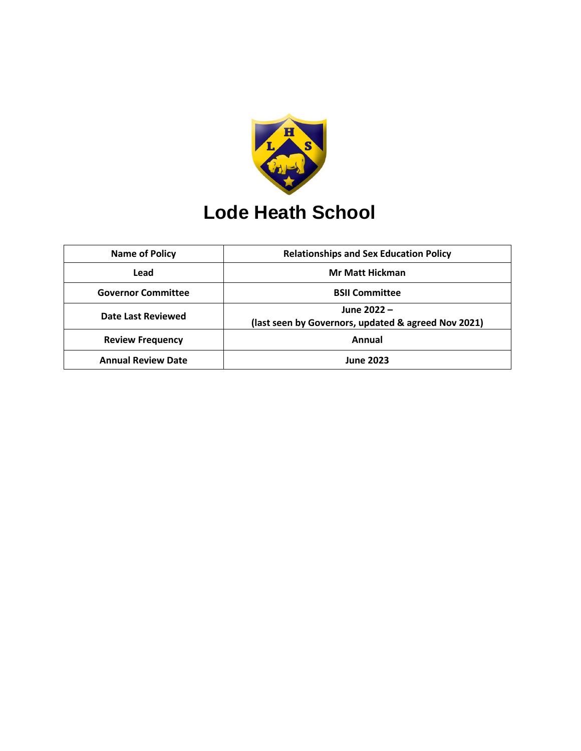# Lode Heath School

| Name of Policy | Relationships and Sex Education Policy |
|---|---|
| Lead | Mr Matt Hickman |
| Governor Committee | BSII Committee |
| Date Last Reviewed | June 2022 – (last seen by Governors, updated & agreed Nov 2021) |
| Review Frequency | Annual |
| Annual Review Date | June 2023 |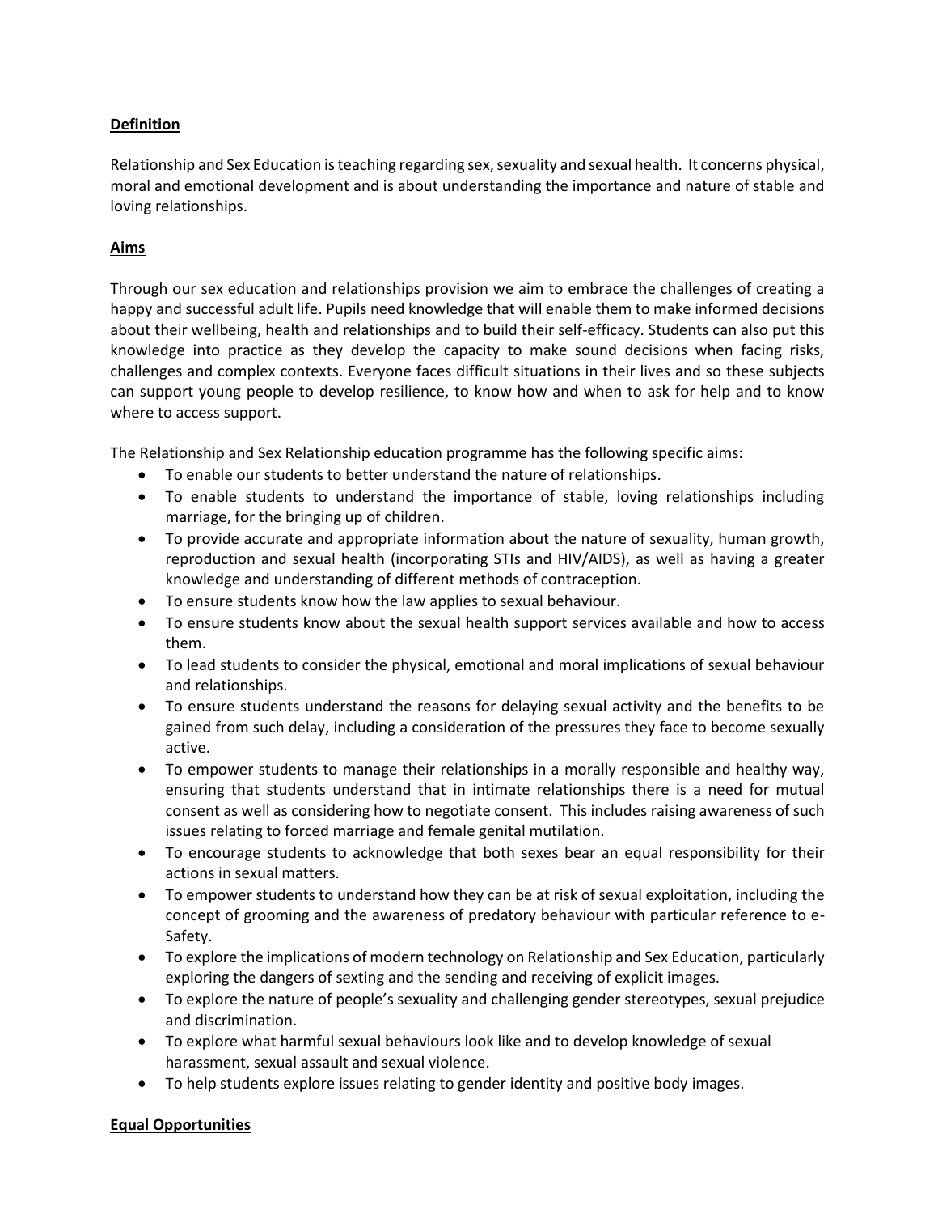## **Definition**

Relationship and Sex Education is teaching regarding sex, sexuality and sexual health. It concerns physical, moral and emotional development and is about understanding the importance and nature of stable and loving relationships.

## **Aims**

Through our sex education and relationships provision we aim to embrace the challenges of creating a happy and successful adult life. Pupils need knowledge that will enable them to make informed decisions about their wellbeing, health and relationships and to build their self-efficacy. Students can also put this knowledge into practice as they develop the capacity to make sound decisions when facing risks, challenges and complex contexts. Everyone faces difficult situations in their lives and so these subjects can support young people to develop resilience, to know how and when to ask for help and to know where to access support.

The Relationship and Sex Relationship education programme has the following specific aims:

- To enable our students to better understand the nature of relationships.
- To enable students to understand the importance of stable, loving relationships including marriage, for the bringing up of children.
- To provide accurate and appropriate information about the nature of sexuality, human growth, reproduction and sexual health (incorporating STIs and HIV/AIDS), as well as having a greater knowledge and understanding of different methods of contraception.
- To ensure students know how the law applies to sexual behaviour.
- To ensure students know about the sexual health support services available and how to access them.
- To lead students to consider the physical, emotional and moral implications of sexual behaviour and relationships.
- To ensure students understand the reasons for delaying sexual activity and the benefits to be gained from such delay, including a consideration of the pressures they face to become sexually active.
- To empower students to manage their relationships in a morally responsible and healthy way, ensuring that students understand that in intimate relationships there is a need for mutual consent as well as considering how to negotiate consent. This includes raising awareness of such issues relating to forced marriage and female genital mutilation.
- To encourage students to acknowledge that both sexes bear an equal responsibility for their actions in sexual matters.
- To empower students to understand how they can be at risk of sexual exploitation, including the concept of grooming and the awareness of predatory behaviour with particular reference to e-Safety.
- To explore the implications of modern technology on Relationship and Sex Education, particularly exploring the dangers of sexting and the sending and receiving of explicit images.
- To explore the nature of people's sexuality and challenging gender stereotypes, sexual prejudice and discrimination.
- To explore what harmful sexual behaviours look like and to develop knowledge of sexual harassment, sexual assault and sexual violence.
- To help students explore issues relating to gender identity and positive body images.

## **Equal Opportunities**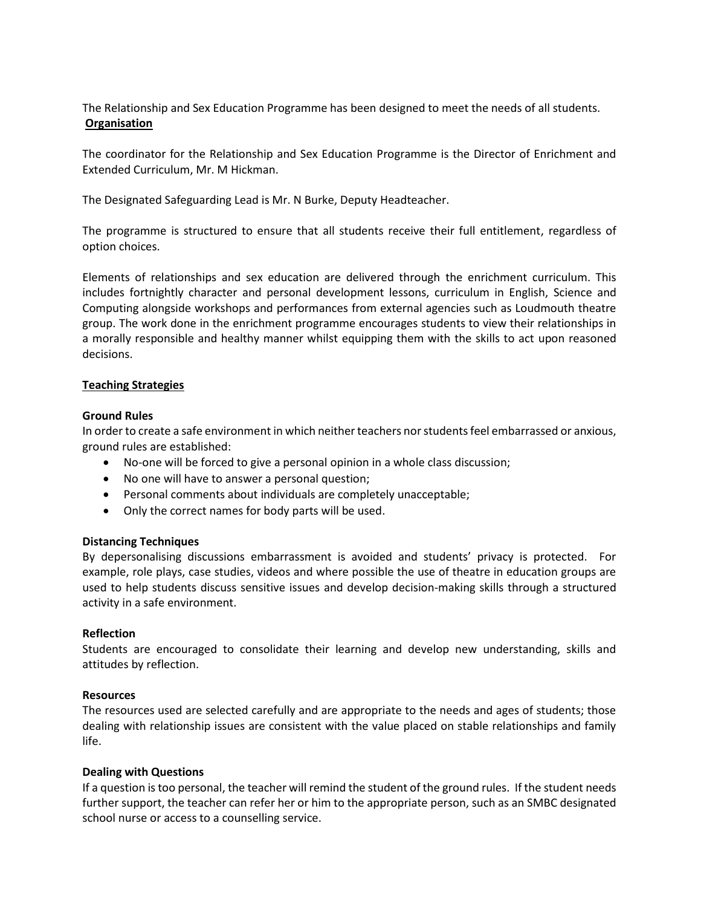The Relationship and Sex Education Programme has been designed to meet the needs of all students.

**Organisation**

The coordinator for the Relationship and Sex Education Programme is the Director of Enrichment and Extended Curriculum, Mr. M Hickman.

The Designated Safeguarding Lead is Mr. N Burke, Deputy Headteacher.

The programme is structured to ensure that all students receive their full entitlement, regardless of option choices.

Elements of relationships and sex education are delivered through the enrichment curriculum. This includes fortnightly character and personal development lessons, curriculum in English, Science and Computing alongside workshops and performances from external agencies such as Loudmouth theatre group. The work done in the enrichment programme encourages students to view their relationships in a morally responsible and healthy manner whilst equipping them with the skills to act upon reasoned decisions.

**Teaching Strategies**

**Ground Rules**

In order to create a safe environment in which neither teachers nor students feel embarrassed or anxious, ground rules are established:

- No-one will be forced to give a personal opinion in a whole class discussion;
- No one will have to answer a personal question;
- Personal comments about individuals are completely unacceptable;
- Only the correct names for body parts will be used.

**Distancing Techniques**

By depersonalising discussions embarrassment is avoided and students' privacy is protected. For example, role plays, case studies, videos and where possible the use of theatre in education groups are used to help students discuss sensitive issues and develop decision-making skills through a structured activity in a safe environment.

**Reflection**

Students are encouraged to consolidate their learning and develop new understanding, skills and attitudes by reflection.

**Resources**

The resources used are selected carefully and are appropriate to the needs and ages of students; those dealing with relationship issues are consistent with the value placed on stable relationships and family life.

**Dealing with Questions**

If a question is too personal, the teacher will remind the student of the ground rules. If the student needs further support, the teacher can refer her or him to the appropriate person, such as an SMBC designated school nurse or access to a counselling service.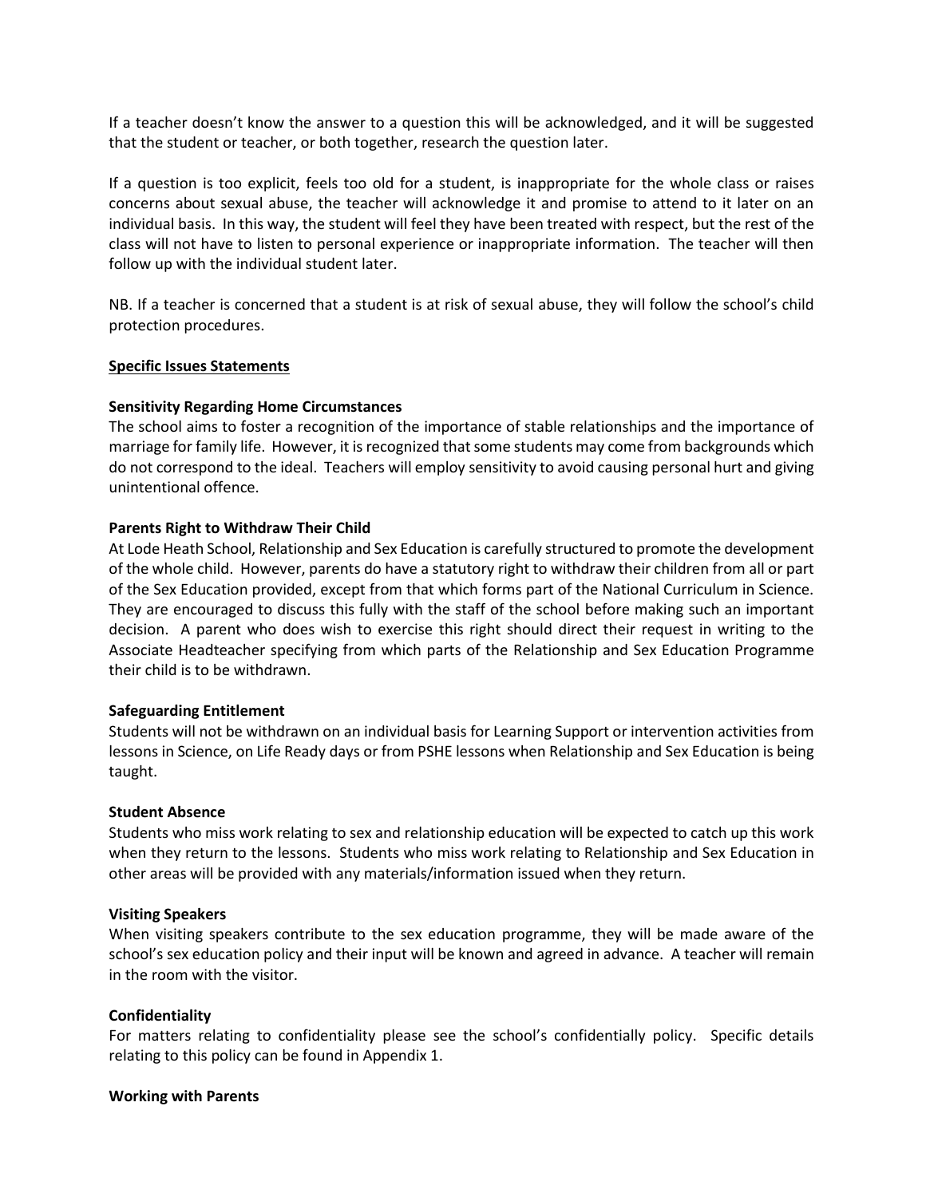If a teacher doesn't know the answer to a question this will be acknowledged, and it will be suggested that the student or teacher, or both together, research the question later.

If a question is too explicit, feels too old for a student, is inappropriate for the whole class or raises concerns about sexual abuse, the teacher will acknowledge it and promise to attend to it later on an individual basis. In this way, the student will feel they have been treated with respect, but the rest of the class will not have to listen to personal experience or inappropriate information. The teacher will then follow up with the individual student later.

NB. If a teacher is concerned that a student is at risk of sexual abuse, they will follow the school's child protection procedures.

<u>**Specific Issues Statements**</u>

**Sensitivity Regarding Home Circumstances**
The school aims to foster a recognition of the importance of stable relationships and the importance of marriage for family life. However, it is recognized that some students may come from backgrounds which do not correspond to the ideal. Teachers will employ sensitivity to avoid causing personal hurt and giving unintentional offence.

**Parents Right to Withdraw Their Child**
At Lode Heath School, Relationship and Sex Education is carefully structured to promote the development of the whole child. However, parents do have a statutory right to withdraw their children from all or part of the Sex Education provided, except from that which forms part of the National Curriculum in Science. They are encouraged to discuss this fully with the staff of the school before making such an important decision. A parent who does wish to exercise this right should direct their request in writing to the Associate Headteacher specifying from which parts of the Relationship and Sex Education Programme their child is to be withdrawn.

**Safeguarding Entitlement**
Students will not be withdrawn on an individual basis for Learning Support or intervention activities from lessons in Science, on Life Ready days or from PSHE lessons when Relationship and Sex Education is being taught.

**Student Absence**
Students who miss work relating to sex and relationship education will be expected to catch up this work when they return to the lessons. Students who miss work relating to Relationship and Sex Education in other areas will be provided with any materials/information issued when they return.

**Visiting Speakers**
When visiting speakers contribute to the sex education programme, they will be made aware of the school's sex education policy and their input will be known and agreed in advance. A teacher will remain in the room with the visitor.

**Confidentiality**
For matters relating to confidentiality please see the school's confidentially policy. Specific details relating to this policy can be found in Appendix 1.

**Working with Parents**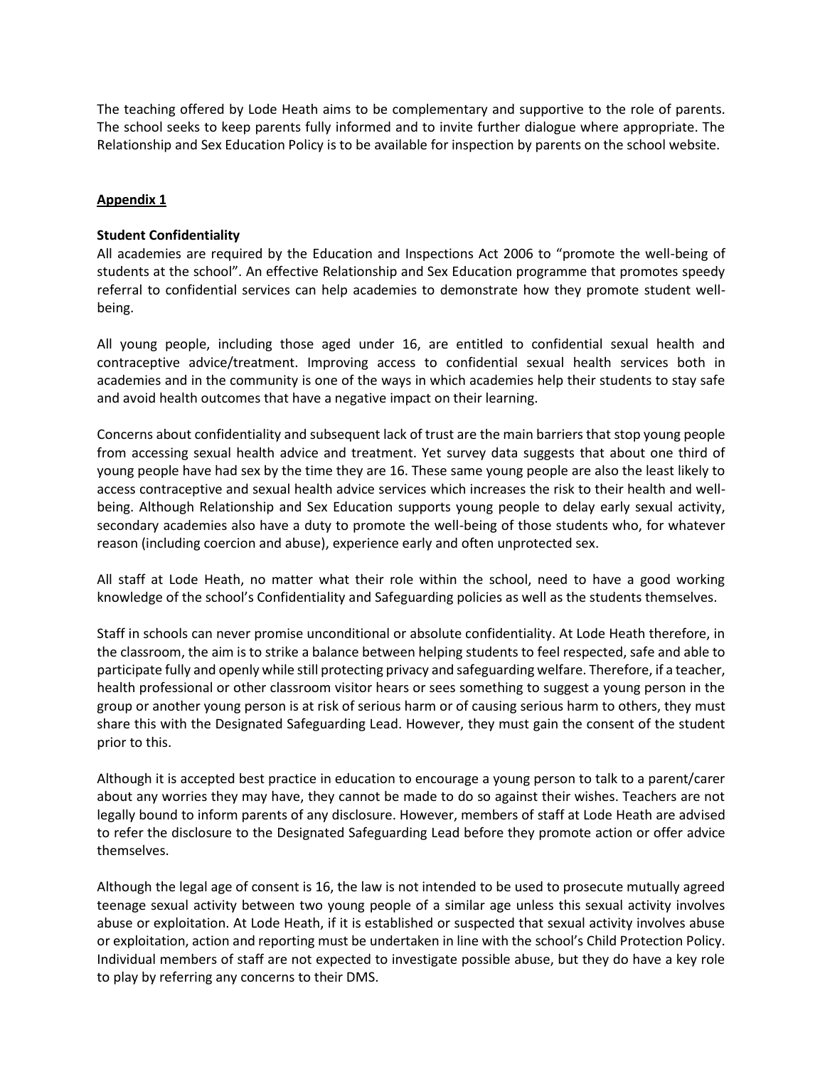The teaching offered by Lode Heath aims to be complementary and supportive to the role of parents. The school seeks to keep parents fully informed and to invite further dialogue where appropriate. The Relationship and Sex Education Policy is to be available for inspection by parents on the school website.

## Appendix 1

**Student Confidentiality**

All academies are required by the Education and Inspections Act 2006 to "promote the well-being of students at the school". An effective Relationship and Sex Education programme that promotes speedy referral to confidential services can help academies to demonstrate how they promote student well-being.

All young people, including those aged under 16, are entitled to confidential sexual health and contraceptive advice/treatment. Improving access to confidential sexual health services both in academies and in the community is one of the ways in which academies help their students to stay safe and avoid health outcomes that have a negative impact on their learning.

Concerns about confidentiality and subsequent lack of trust are the main barriers that stop young people from accessing sexual health advice and treatment. Yet survey data suggests that about one third of young people have had sex by the time they are 16. These same young people are also the least likely to access contraceptive and sexual health advice services which increases the risk to their health and well-being. Although Relationship and Sex Education supports young people to delay early sexual activity, secondary academies also have a duty to promote the well-being of those students who, for whatever reason (including coercion and abuse), experience early and often unprotected sex.

All staff at Lode Heath, no matter what their role within the school, need to have a good working knowledge of the school's Confidentiality and Safeguarding policies as well as the students themselves.

Staff in schools can never promise unconditional or absolute confidentiality. At Lode Heath therefore, in the classroom, the aim is to strike a balance between helping students to feel respected, safe and able to participate fully and openly while still protecting privacy and safeguarding welfare. Therefore, if a teacher, health professional or other classroom visitor hears or sees something to suggest a young person in the group or another young person is at risk of serious harm or of causing serious harm to others, they must share this with the Designated Safeguarding Lead. However, they must gain the consent of the student prior to this.

Although it is accepted best practice in education to encourage a young person to talk to a parent/carer about any worries they may have, they cannot be made to do so against their wishes. Teachers are not legally bound to inform parents of any disclosure. However, members of staff at Lode Heath are advised to refer the disclosure to the Designated Safeguarding Lead before they promote action or offer advice themselves.

Although the legal age of consent is 16, the law is not intended to be used to prosecute mutually agreed teenage sexual activity between two young people of a similar age unless this sexual activity involves abuse or exploitation. At Lode Heath, if it is established or suspected that sexual activity involves abuse or exploitation, action and reporting must be undertaken in line with the school's Child Protection Policy. Individual members of staff are not expected to investigate possible abuse, but they do have a key role to play by referring any concerns to their DMS.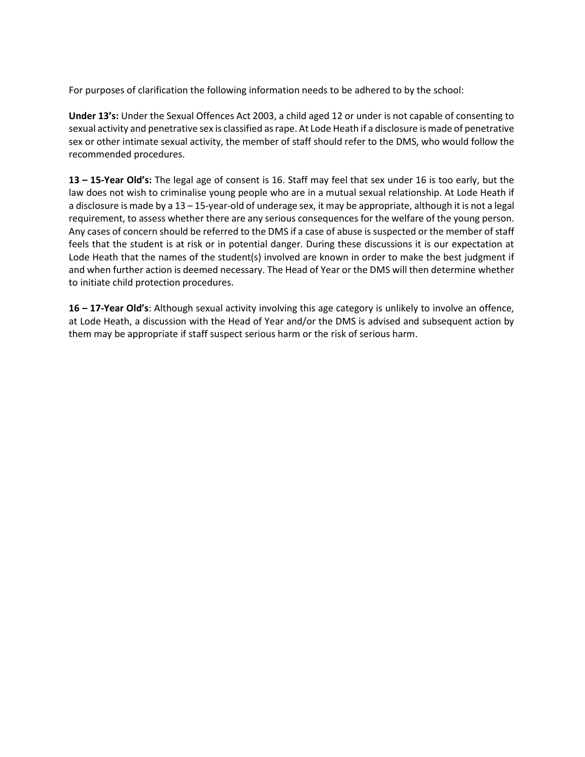For purposes of clarification the following information needs to be adhered to by the school:

**Under 13's:** Under the Sexual Offences Act 2003, a child aged 12 or under is not capable of consenting to sexual activity and penetrative sex is classified as rape. At Lode Heath if a disclosure is made of penetrative sex or other intimate sexual activity, the member of staff should refer to the DMS, who would follow the recommended procedures.

**13 – 15-Year Old's:** The legal age of consent is 16. Staff may feel that sex under 16 is too early, but the law does not wish to criminalise young people who are in a mutual sexual relationship. At Lode Heath if a disclosure is made by a 13 – 15-year-old of underage sex, it may be appropriate, although it is not a legal requirement, to assess whether there are any serious consequences for the welfare of the young person. Any cases of concern should be referred to the DMS if a case of abuse is suspected or the member of staff feels that the student is at risk or in potential danger. During these discussions it is our expectation at Lode Heath that the names of the student(s) involved are known in order to make the best judgment if and when further action is deemed necessary. The Head of Year or the DMS will then determine whether to initiate child protection procedures.

**16 – 17-Year Old's**: Although sexual activity involving this age category is unlikely to involve an offence, at Lode Heath, a discussion with the Head of Year and/or the DMS is advised and subsequent action by them may be appropriate if staff suspect serious harm or the risk of serious harm.